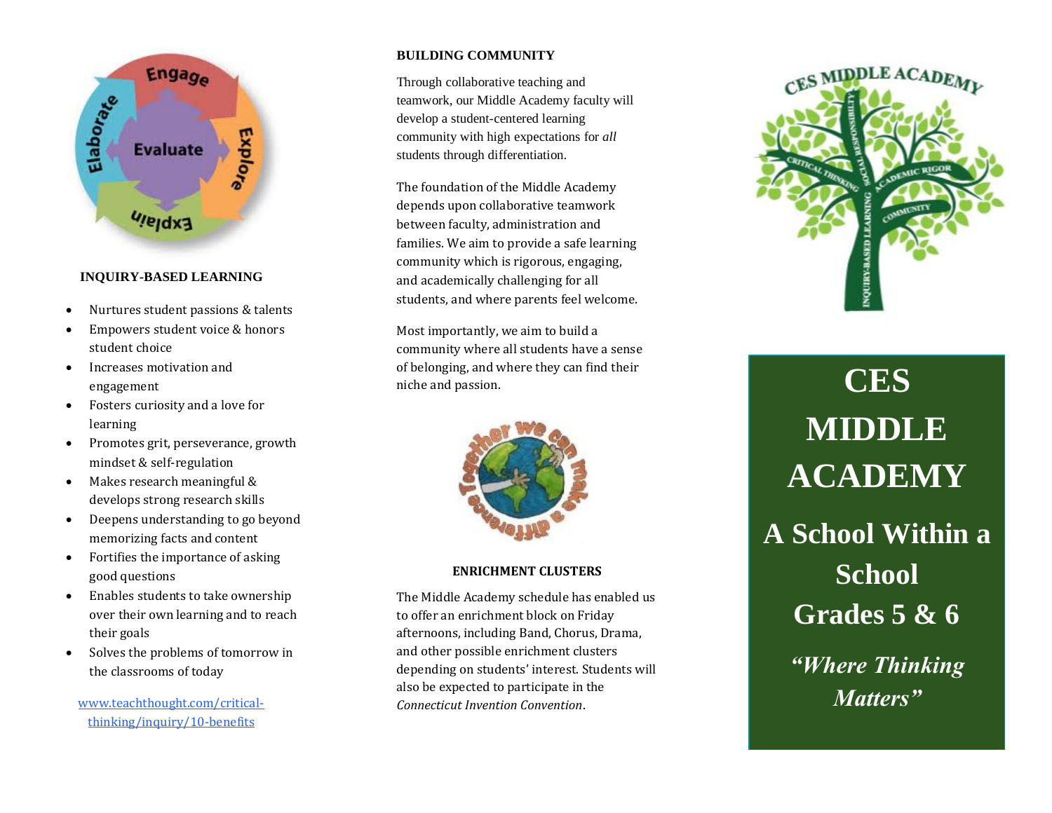## INQUIRY-BASED LEARNING

- Nurtures student passions & talents
- Empowers student voice & honors student choice
- Increases motivation and engagement
- Fosters curiosity and a love for learning
- Promotes grit, perseverance, growth mindset & self-regulation
- Makes research meaningful & develops strong research skills
- Deepens understanding to go beyond memorizing facts and content
- Fortifies the importance of asking good questions
- Enables students to take ownership over their own learning and to reach their goals
- Solves the problems of tomorrow in the classrooms of today

www.teachthought.com/critical-thinking/inquiry/10-benefits

## BUILDING COMMUNITY

Through collaborative teaching and teamwork, our Middle Academy faculty will develop a student-centered learning community with high expectations for *all* students through differentiation.

The foundation of the Middle Academy depends upon collaborative teamwork between faculty, administration and families. We aim to provide a safe learning community which is rigorous, engaging, and academically challenging for all students, and where parents feel welcome.

Most importantly, we aim to build a community where all students have a sense of belonging, and where they can find their niche and passion.

## ENRICHMENT CLUSTERS

The Middle Academy schedule has enabled us to offer an enrichment block on Friday afternoons, including Band, Chorus, Drama, and other possible enrichment clusters depending on students' interest. Students will also be expected to participate in the *Connecticut Invention Convention*.

# CES MIDDLE ACADEMY

## A School Within a School

## Grades 5 & 6

***"Where Thinking Matters"***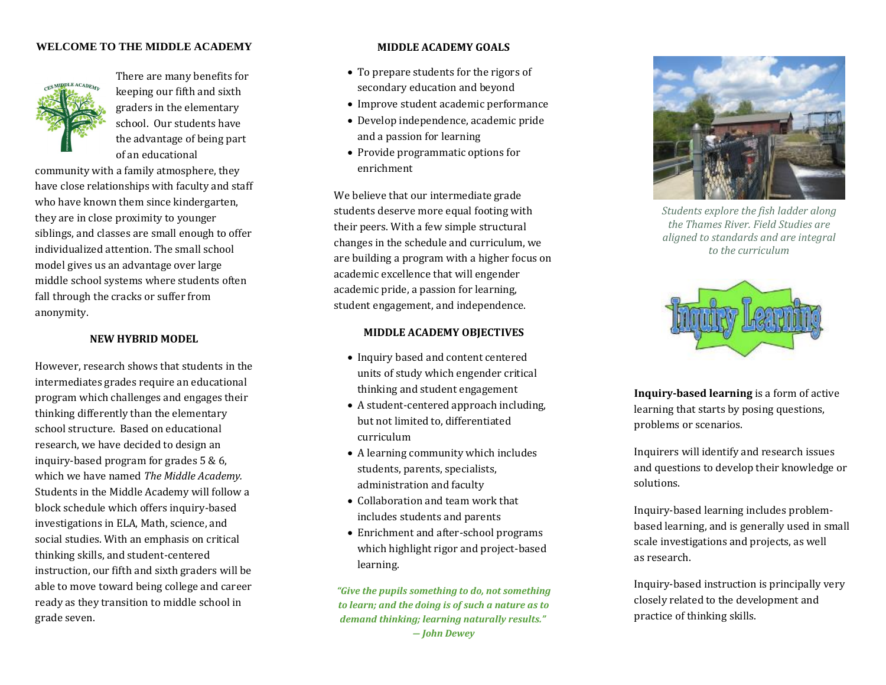## WELCOME TO THE MIDDLE ACADEMY

There are many benefits for keeping our fifth and sixth graders in the elementary school. Our students have the advantage of being part of an educational community with a family atmosphere, they have close relationships with faculty and staff who have known them since kindergarten, they are in close proximity to younger siblings, and classes are small enough to offer individualized attention. The small school model gives us an advantage over large middle school systems where students often fall through the cracks or suffer from anonymity.

### NEW HYBRID MODEL

However, research shows that students in the intermediates grades require an educational program which challenges and engages their thinking differently than the elementary school structure. Based on educational research, we have decided to design an inquiry-based program for grades 5 & 6, which we have named *The Middle Academy.* Students in the Middle Academy will follow a block schedule which offers inquiry-based investigations in ELA, Math, science, and social studies. With an emphasis on critical thinking skills, and student-centered instruction, our fifth and sixth graders will be able to move toward being college and career ready as they transition to middle school in grade seven.

### MIDDLE ACADEMY GOALS

- To prepare students for the rigors of secondary education and beyond
- Improve student academic performance
- Develop independence, academic pride and a passion for learning
- Provide programmatic options for enrichment

We believe that our intermediate grade students deserve more equal footing with their peers. With a few simple structural changes in the schedule and curriculum, we are building a program with a higher focus on academic excellence that will engender academic pride, a passion for learning, student engagement, and independence.

### MIDDLE ACADEMY OBJECTIVES

- Inquiry based and content centered units of study which engender critical thinking and student engagement
- A student-centered approach including, but not limited to, differentiated curriculum
- A learning community which includes students, parents, specialists, administration and faculty
- Collaboration and team work that includes students and parents
- Enrichment and after-school programs which highlight rigor and project-based learning.

***"Give the pupils something to do, not something to learn; and the doing is of such a nature as to demand thinking; learning naturally results."***
***— John Dewey***

*Students explore the fish ladder along the Thames River. Field Studies are aligned to standards and are integral to the curriculum*

Inquiry Learning

**Inquiry-based learning** is a form of active learning that starts by posing questions, problems or scenarios.

Inquirers will identify and research issues and questions to develop their knowledge or solutions.

Inquiry-based learning includes problem-based learning, and is generally used in small scale investigations and projects, as well as research.

Inquiry-based instruction is principally very closely related to the development and practice of thinking skills.